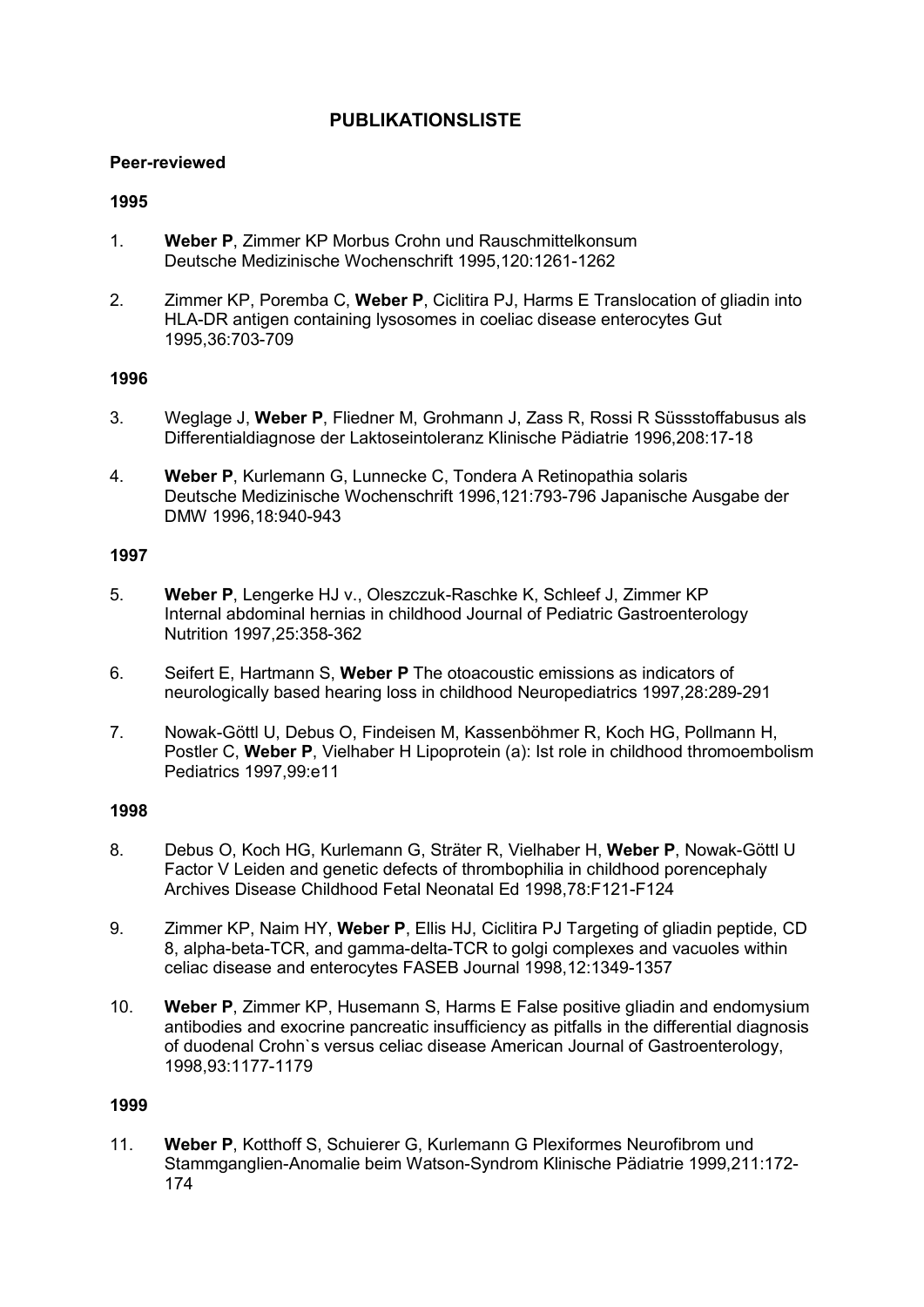# PUBLIKATIONSLISTE

**Peer-reviewed**

**1995**

1. **Weber P**, Zimmer KP Morbus Crohn und Rauschmittelkonsum Deutsche Medizinische Wochenschrift 1995,120:1261-1262

2. Zimmer KP, Poremba C, **Weber P**, Ciclitira PJ, Harms E Translocation of gliadin into HLA-DR antigen containing lysosomes in coeliac disease enterocytes Gut 1995,36:703-709

**1996**

3. Weglage J, **Weber P**, Fliedner M, Grohmann J, Zass R, Rossi R Süssstoffabusus als Differentialdiagnose der Laktoseintoleranz Klinische Pädiatrie 1996,208:17-18

4. **Weber P**, Kurlemann G, Lunnecke C, Tondera A Retinopathia solaris Deutsche Medizinische Wochenschrift 1996,121:793-796 Japanische Ausgabe der DMW 1996,18:940-943

**1997**

5. **Weber P**, Lengerke HJ v., Oleszczuk-Raschke K, Schleef J, Zimmer KP Internal abdominal hernias in childhood Journal of Pediatric Gastroenterology Nutrition 1997,25:358-362

6. Seifert E, Hartmann S, **Weber P** The otoacoustic emissions as indicators of neurologically based hearing loss in childhood Neuropediatrics 1997,28:289-291

7. Nowak-Göttl U, Debus O, Findeisen M, Kassenböhmer R, Koch HG, Pollmann H, Postler C, **Weber P**, Vielhaber H Lipoprotein (a): Ist role in childhood thromoembolism Pediatrics 1997,99:e11

**1998**

8. Debus O, Koch HG, Kurlemann G, Sträter R, Vielhaber H, **Weber P**, Nowak-Göttl U Factor V Leiden and genetic defects of thrombophilia in childhood porencephaly Archives Disease Childhood Fetal Neonatal Ed 1998,78:F121-F124

9. Zimmer KP, Naim HY, **Weber P**, Ellis HJ, Ciclitira PJ Targeting of gliadin peptide, CD 8, alpha-beta-TCR, and gamma-delta-TCR to golgi complexes and vacuoles within celiac disease and enterocytes FASEB Journal 1998,12:1349-1357

10. **Weber P**, Zimmer KP, Husemann S, Harms E False positive gliadin and endomysium antibodies and exocrine pancreatic insufficiency as pitfalls in the differential diagnosis of duodenal Crohn`s versus celiac disease American Journal of Gastroenterology, 1998,93:1177-1179

**1999**

11. **Weber P**, Kotthoff S, Schuierer G, Kurlemann G Plexiformes Neurofibrom und Stammganglien-Anomalie beim Watson-Syndrom Klinische Pädiatrie 1999,211:172-174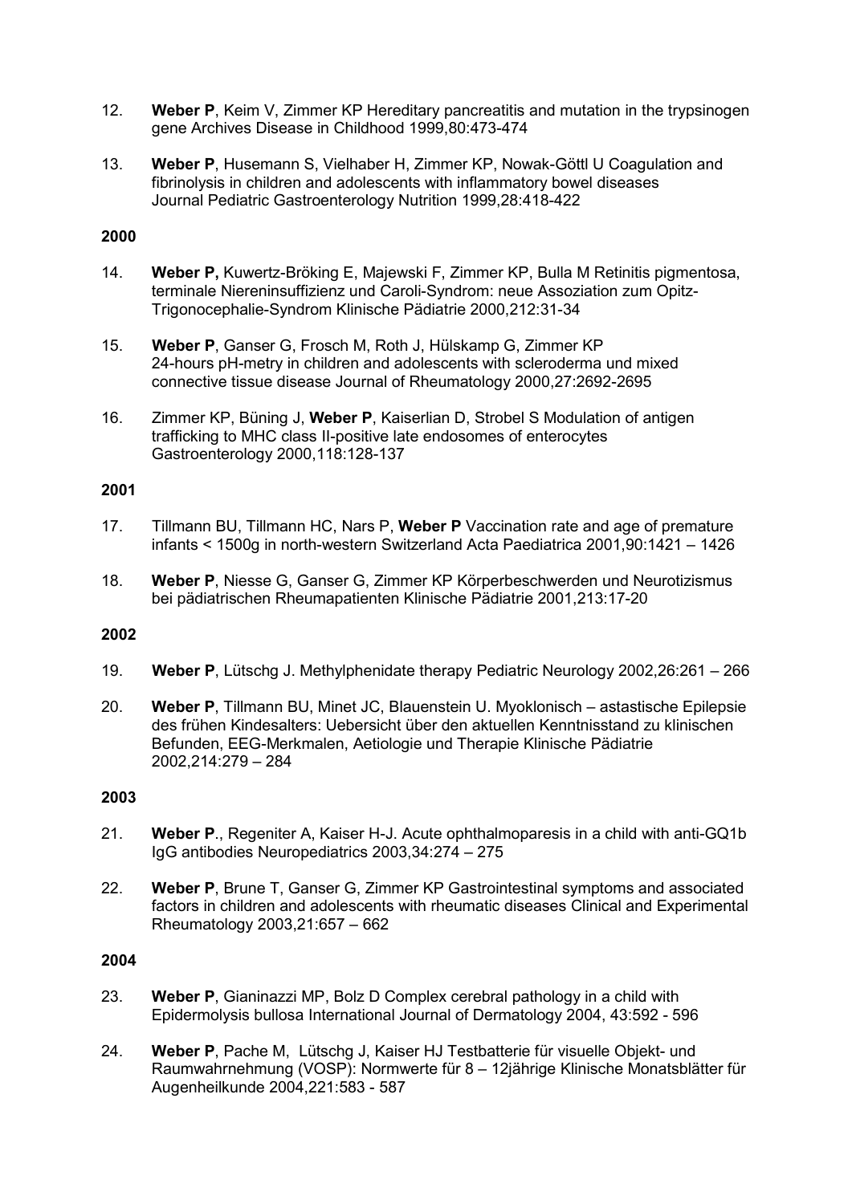12. **Weber P**, Keim V, Zimmer KP Hereditary pancreatitis and mutation in the trypsinogen gene Archives Disease in Childhood 1999,80:473-474

13. **Weber P**, Husemann S, Vielhaber H, Zimmer KP, Nowak-Göttl U Coagulation and fibrinolysis in children and adolescents with inflammatory bowel diseases Journal Pediatric Gastroenterology Nutrition 1999,28:418-422

**2000**

14. **Weber P,** Kuwertz-Bröking E, Majewski F, Zimmer KP, Bulla M Retinitis pigmentosa, terminale Niereninsuffizienz und Caroli-Syndrom: neue Assoziation zum Opitz-Trigonocephalie-Syndrom Klinische Pädiatrie 2000,212:31-34

15. **Weber P**, Ganser G, Frosch M, Roth J, Hülskamp G, Zimmer KP 24-hours pH-metry in children and adolescents with scleroderma und mixed connective tissue disease Journal of Rheumatology 2000,27:2692-2695

16. Zimmer KP, Büning J, **Weber P**, Kaiserlian D, Strobel S Modulation of antigen trafficking to MHC class II-positive late endosomes of enterocytes Gastroenterology 2000,118:128-137

**2001**

17. Tillmann BU, Tillmann HC, Nars P, **Weber P** Vaccination rate and age of premature infants < 1500g in north-western Switzerland Acta Paediatrica 2001,90:1421 – 1426

18. **Weber P**, Niesse G, Ganser G, Zimmer KP Körperbeschwerden und Neurotizismus bei pädiatrischen Rheumapatienten Klinische Pädiatrie 2001,213:17-20

**2002**

19. **Weber P**, Lütschg J. Methylphenidate therapy Pediatric Neurology 2002,26:261 – 266

20. **Weber P**, Tillmann BU, Minet JC, Blauenstein U. Myoklonisch – astastische Epilepsie des frühen Kindesalters: Uebersicht über den aktuellen Kenntnisstand zu klinischen Befunden, EEG-Merkmalen, Aetiologie und Therapie Klinische Pädiatrie 2002,214:279 – 284

**2003**

21. **Weber P**., Regeniter A, Kaiser H-J. Acute ophthalmoparesis in a child with anti-GQ1b IgG antibodies Neuropediatrics 2003,34:274 – 275

22. **Weber P**, Brune T, Ganser G, Zimmer KP Gastrointestinal symptoms and associated factors in children and adolescents with rheumatic diseases Clinical and Experimental Rheumatology 2003,21:657 – 662

**2004**

23. **Weber P**, Gianinazzi MP, Bolz D Complex cerebral pathology in a child with Epidermolysis bullosa International Journal of Dermatology 2004, 43:592 - 596

24. **Weber P**, Pache M, Lütschg J, Kaiser HJ Testbatterie für visuelle Objekt- und Raumwahrnehmung (VOSP): Normwerte für 8 – 12jährige Klinische Monatsblätter für Augenheilkunde 2004,221:583 - 587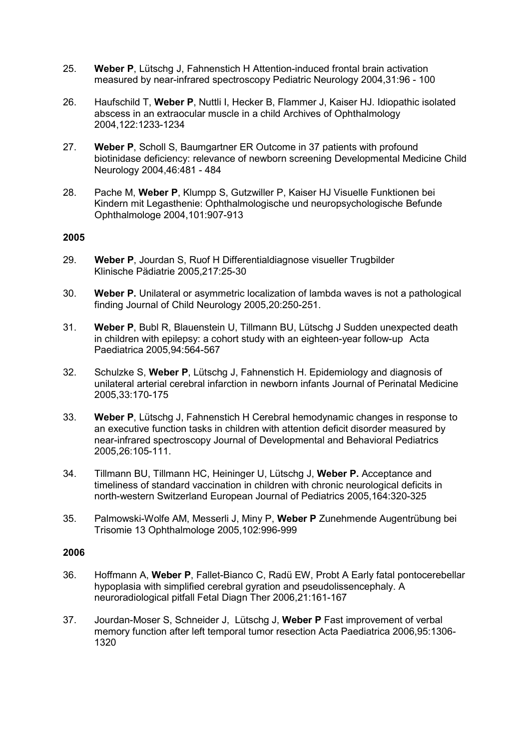25. **Weber P**, Lütschg J, Fahnenstich H Attention-induced frontal brain activation measured by near-infrared spectroscopy Pediatric Neurology 2004,31:96 - 100

26. Haufschild T, **Weber P**, Nuttli I, Hecker B, Flammer J, Kaiser HJ. Idiopathic isolated abscess in an extraocular muscle in a child Archives of Ophthalmology 2004,122:1233-1234

27. **Weber P**, Scholl S, Baumgartner ER Outcome in 37 patients with profound biotinidase deficiency: relevance of newborn screening Developmental Medicine Child Neurology 2004,46:481 - 484

28. Pache M, **Weber P**, Klumpp S, Gutzwiller P, Kaiser HJ Visuelle Funktionen bei Kindern mit Legasthenie: Ophthalmologische und neuropsychologische Befunde Ophthalmologe 2004,101:907-913

**2005**

29. **Weber P**, Jourdan S, Ruof H Differentialdiagnose visueller Trugbilder Klinische Pädiatrie 2005,217:25-30

30. **Weber P.** Unilateral or asymmetric localization of lambda waves is not a pathological finding Journal of Child Neurology 2005,20:250-251.

31. **Weber P**, Bubl R, Blauenstein U, Tillmann BU, Lütschg J Sudden unexpected death in children with epilepsy: a cohort study with an eighteen-year follow-up Acta Paediatrica 2005,94:564-567

32. Schulzke S, **Weber P**, Lütschg J, Fahnenstich H. Epidemiology and diagnosis of unilateral arterial cerebral infarction in newborn infants Journal of Perinatal Medicine 2005,33:170-175

33. **Weber P**, Lütschg J, Fahnenstich H Cerebral hemodynamic changes in response to an executive function tasks in children with attention deficit disorder measured by near-infrared spectroscopy Journal of Developmental and Behavioral Pediatrics 2005,26:105-111.

34. Tillmann BU, Tillmann HC, Heininger U, Lütschg J, **Weber P.** Acceptance and timeliness of standard vaccination in children with chronic neurological deficits in north-western Switzerland European Journal of Pediatrics 2005,164:320-325

35. Palmowski-Wolfe AM, Messerli J, Miny P, **Weber P** Zunehmende Augentrübung bei Trisomie 13 Ophthalmologe 2005,102:996-999

**2006**

36. Hoffmann A, **Weber P**, Fallet-Bianco C, Radü EW, Probt A Early fatal pontocerebellar hypoplasia with simplified cerebral gyration and pseudolissencephaly. A neuroradiological pitfall Fetal Diagn Ther 2006,21:161-167

37. Jourdan-Moser S, Schneider J, Lütschg J, **Weber P** Fast improvement of verbal memory function after left temporal tumor resection Acta Paediatrica 2006,95:1306-1320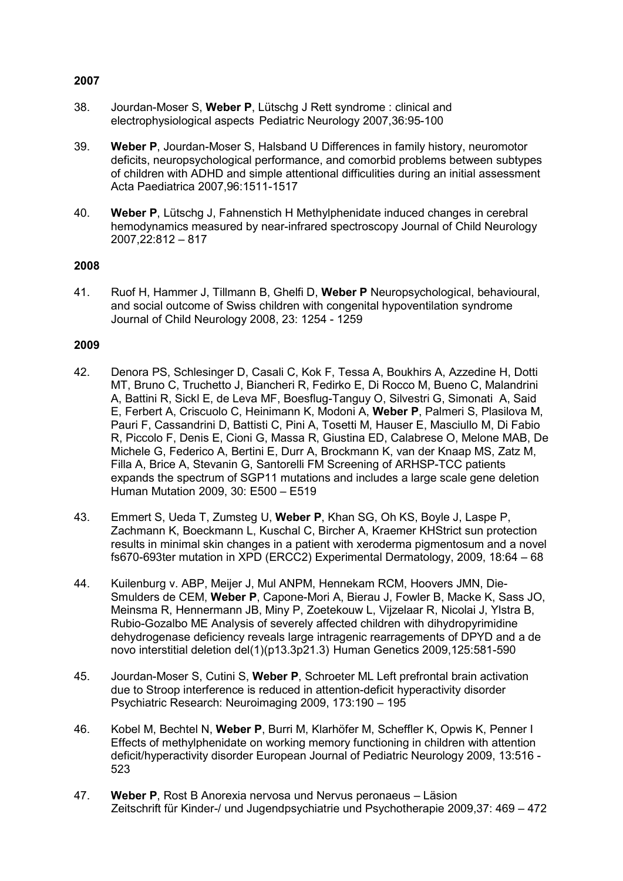**2007**

38. Jourdan-Moser S, **Weber P**, Lütschg J Rett syndrome : clinical and electrophysiological aspects Pediatric Neurology 2007,36:95-100

39. **Weber P**, Jourdan-Moser S, Halsband U Differences in family history, neuromotor deficits, neuropsychological performance, and comorbid problems between subtypes of children with ADHD and simple attentional difficulities during an initial assessment Acta Paediatrica 2007,96:1511-1517

40. **Weber P**, Lütschg J, Fahnenstich H Methylphenidate induced changes in cerebral hemodynamics measured by near-infrared spectroscopy Journal of Child Neurology 2007,22:812 – 817

**2008**

41. Ruof H, Hammer J, Tillmann B, Ghelfi D, **Weber P** Neuropsychological, behavioural, and social outcome of Swiss children with congenital hypoventilation syndrome Journal of Child Neurology 2008, 23: 1254 - 1259

**2009**

42. Denora PS, Schlesinger D, Casali C, Kok F, Tessa A, Boukhirs A, Azzedine H, Dotti MT, Bruno C, Truchetto J, Biancheri R, Fedirko E, Di Rocco M, Bueno C, Malandrini A, Battini R, Sickl E, de Leva MF, Boesflug-Tanguy O, Silvestri G, Simonati A, Said E, Ferbert A, Criscuolo C, Heinimann K, Modoni A, **Weber P**, Palmeri S, Plasilova M, Pauri F, Cassandrini D, Battisti C, Pini A, Tosetti M, Hauser E, Masciullo M, Di Fabio R, Piccolo F, Denis E, Cioni G, Massa R, Giustina ED, Calabrese O, Melone MAB, De Michele G, Federico A, Bertini E, Durr A, Brockmann K, van der Knaap MS, Zatz M, Filla A, Brice A, Stevanin G, Santorelli FM Screening of ARHSP-TCC patients expands the spectrum of SGP11 mutations and includes a large scale gene deletion Human Mutation 2009, 30: E500 – E519

43. Emmert S, Ueda T, Zumsteg U, **Weber P**, Khan SG, Oh KS, Boyle J, Laspe P, Zachmann K, Boeckmann L, Kuschal C, Bircher A, Kraemer KHStrict sun protection results in minimal skin changes in a patient with xeroderma pigmentosum and a novel fs670-693ter mutation in XPD (ERCC2) Experimental Dermatology, 2009, 18:64 – 68

44. Kuilenburg v. ABP, Meijer J, Mul ANPM, Hennekam RCM, Hoovers JMN, Die-Smulders de CEM, **Weber P**, Capone-Mori A, Bierau J, Fowler B, Macke K, Sass JO, Meinsma R, Hennermann JB, Miny P, Zoetekouw L, Vijzelaar R, Nicolai J, Ylstra B, Rubio-Gozalbo ME Analysis of severely affected children with dihydropyrimidine dehydrogenase deficiency reveals large intragenic rearragements of DPYD and a de novo interstitial deletion del(1)(p13.3p21.3) Human Genetics 2009,125:581-590

45. Jourdan-Moser S, Cutini S, **Weber P**, Schroeter ML Left prefrontal brain activation due to Stroop interference is reduced in attention-deficit hyperactivity disorder Psychiatric Research: Neuroimaging 2009, 173:190 – 195

46. Kobel M, Bechtel N, **Weber P**, Burri M, Klarhöfer M, Scheffler K, Opwis K, Penner I Effects of methylphenidate on working memory functioning in children with attention deficit/hyperactivity disorder European Journal of Pediatric Neurology 2009, 13:516 - 523

47. **Weber P**, Rost B Anorexia nervosa und Nervus peronaeus – Läsion Zeitschrift für Kinder-/ und Jugendpsychiatrie und Psychotherapie 2009,37: 469 – 472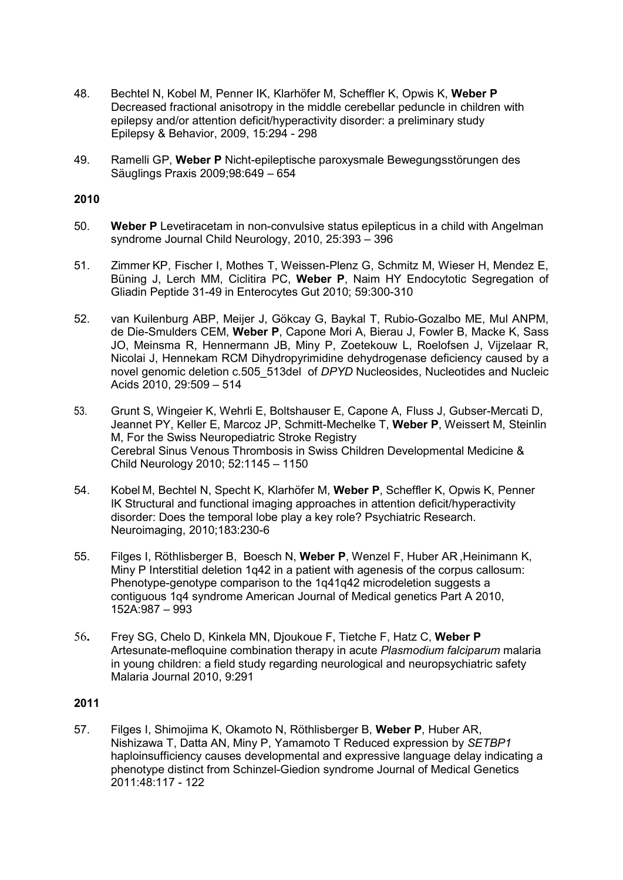48. Bechtel N, Kobel M, Penner IK, Klarhöfer M, Scheffler K, Opwis K, **Weber P** Decreased fractional anisotropy in the middle cerebellar peduncle in children with epilepsy and/or attention deficit/hyperactivity disorder: a preliminary study Epilepsy & Behavior, 2009, 15:294 - 298

49. Ramelli GP, **Weber P** Nicht-epileptische paroxysmale Bewegungsstörungen des Säuglings Praxis 2009;98:649 – 654

**2010**

50. **Weber P** Levetiracetam in non-convulsive status epilepticus in a child with Angelman syndrome Journal Child Neurology, 2010, 25:393 – 396

51. Zimmer KP, Fischer I, Mothes T, Weissen-Plenz G, Schmitz M, Wieser H, Mendez E, Büning J, Lerch MM, Ciclitira PC, **Weber P**, Naim HY Endocytotic Segregation of Gliadin Peptide 31-49 in Enterocytes Gut 2010; 59:300-310

52. van Kuilenburg ABP, Meijer J, Gökcay G, Baykal T, Rubio-Gozalbo ME, Mul ANPM, de Die-Smulders CEM, **Weber P**, Capone Mori A, Bierau J, Fowler B, Macke K, Sass JO, Meinsma R, Hennermann JB, Miny P, Zoetekouw L, Roelofsen J, Vijzelaar R, Nicolai J, Hennekam RCM Dihydropyrimidine dehydrogenase deficiency caused by a novel genomic deletion c.505_513del of *DPYD* Nucleosides, Nucleotides and Nucleic Acids 2010, 29:509 – 514

53. Grunt S, Wingeier K, Wehrli E, Boltshauser E, Capone A, Fluss J, Gubser-Mercati D, Jeannet PY, Keller E, Marcoz JP, Schmitt-Mechelke T, **Weber P**, Weissert M, Steinlin M, For the Swiss Neuropediatric Stroke Registry Cerebral Sinus Venous Thrombosis in Swiss Children Developmental Medicine & Child Neurology 2010; 52:1145 – 1150

54. Kobel M, Bechtel N, Specht K, Klarhöfer M, **Weber P**, Scheffler K, Opwis K, Penner IK Structural and functional imaging approaches in attention deficit/hyperactivity disorder: Does the temporal lobe play a key role? Psychiatric Research. Neuroimaging, 2010;183:230-6

55. Filges I, Röthlisberger B, Boesch N, **Weber P**, Wenzel F, Huber AR ,Heinimann K, Miny P Interstitial deletion 1q42 in a patient with agenesis of the corpus callosum: Phenotype-genotype comparison to the 1q41q42 microdeletion suggests a contiguous 1q4 syndrome American Journal of Medical genetics Part A 2010, 152A:987 – 993

56. Frey SG, Chelo D, Kinkela MN, Djoukoue F, Tietche F, Hatz C, **Weber P** Artesunate-mefloquine combination therapy in acute *Plasmodium falciparum* malaria in young children: a field study regarding neurological and neuropsychiatric safety Malaria Journal 2010, 9:291

**2011**

57. Filges I, Shimojima K, Okamoto N, Röthlisberger B, **Weber P**, Huber AR, Nishizawa T, Datta AN, Miny P, Yamamoto T Reduced expression by *SETBP1* haploinsufficiency causes developmental and expressive language delay indicating a phenotype distinct from Schinzel-Giedion syndrome Journal of Medical Genetics 2011:48:117 - 122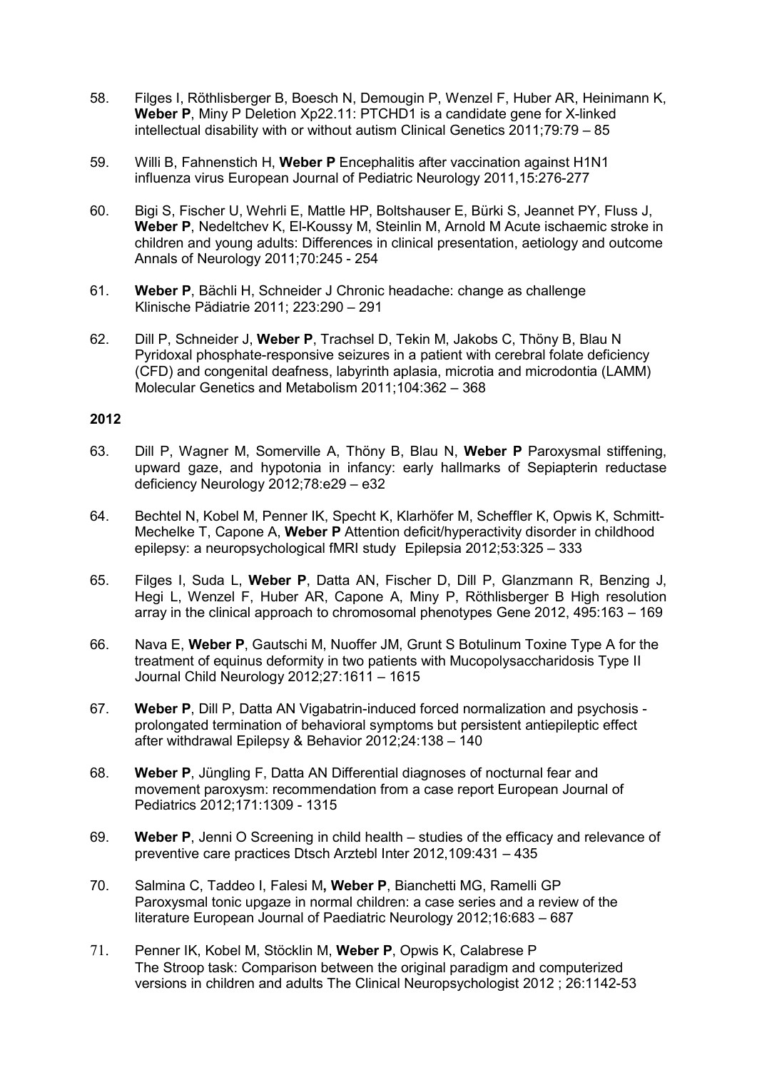58. Filges I, Röthlisberger B, Boesch N, Demougin P, Wenzel F, Huber AR, Heinimann K, **Weber P**, Miny P Deletion Xp22.11: PTCHD1 is a candidate gene for X-linked intellectual disability with or without autism Clinical Genetics 2011;79:79 – 85

59. Willi B, Fahnenstich H, **Weber P** Encephalitis after vaccination against H1N1 influenza virus European Journal of Pediatric Neurology 2011,15:276-277

60. Bigi S, Fischer U, Wehrli E, Mattle HP, Boltshauser E, Bürki S, Jeannet PY, Fluss J, **Weber P**, Nedeltchev K, El-Koussy M, Steinlin M, Arnold M Acute ischaemic stroke in children and young adults: Differences in clinical presentation, aetiology and outcome Annals of Neurology 2011;70:245 - 254

61. **Weber P**, Bächli H, Schneider J Chronic headache: change as challenge Klinische Pädiatrie 2011; 223:290 – 291

62. Dill P, Schneider J, **Weber P**, Trachsel D, Tekin M, Jakobs C, Thöny B, Blau N Pyridoxal phosphate-responsive seizures in a patient with cerebral folate deficiency (CFD) and congenital deafness, labyrinth aplasia, microtia and microdontia (LAMM) Molecular Genetics and Metabolism 2011;104:362 – 368

**2012**

63. Dill P, Wagner M, Somerville A, Thöny B, Blau N, **Weber P** Paroxysmal stiffening, upward gaze, and hypotonia in infancy: early hallmarks of Sepiapterin reductase deficiency Neurology 2012;78:e29 – e32

64. Bechtel N, Kobel M, Penner IK, Specht K, Klarhöfer M, Scheffler K, Opwis K, Schmitt-Mechelke T, Capone A, **Weber P** Attention deficit/hyperactivity disorder in childhood epilepsy: a neuropsychological fMRI study Epilepsia 2012;53:325 – 333

65. Filges I, Suda L, **Weber P**, Datta AN, Fischer D, Dill P, Glanzmann R, Benzing J, Hegi L, Wenzel F, Huber AR, Capone A, Miny P, Röthlisberger B High resolution array in the clinical approach to chromosomal phenotypes Gene 2012, 495:163 – 169

66. Nava E, **Weber P**, Gautschi M, Nuoffer JM, Grunt S Botulinum Toxine Type A for the treatment of equinus deformity in two patients with Mucopolysaccharidosis Type II Journal Child Neurology 2012;27:1611 – 1615

67. **Weber P**, Dill P, Datta AN Vigabatrin-induced forced normalization and psychosis - prolongated termination of behavioral symptoms but persistent antiepileptic effect after withdrawal Epilepsy & Behavior 2012;24:138 – 140

68. **Weber P**, Jüngling F, Datta AN Differential diagnoses of nocturnal fear and movement paroxysm: recommendation from a case report European Journal of Pediatrics 2012;171:1309 - 1315

69. **Weber P**, Jenni O Screening in child health – studies of the efficacy and relevance of preventive care practices Dtsch Arztebl Inter 2012,109:431 – 435

70. Salmina C, Taddeo I, Falesi M**, Weber P**, Bianchetti MG, Ramelli GP Paroxysmal tonic upgaze in normal children: a case series and a review of the literature European Journal of Paediatric Neurology 2012;16:683 – 687

71. Penner IK, Kobel M, Stöcklin M, **Weber P**, Opwis K, Calabrese P The Stroop task: Comparison between the original paradigm and computerized versions in children and adults The Clinical Neuropsychologist 2012 ; 26:1142-53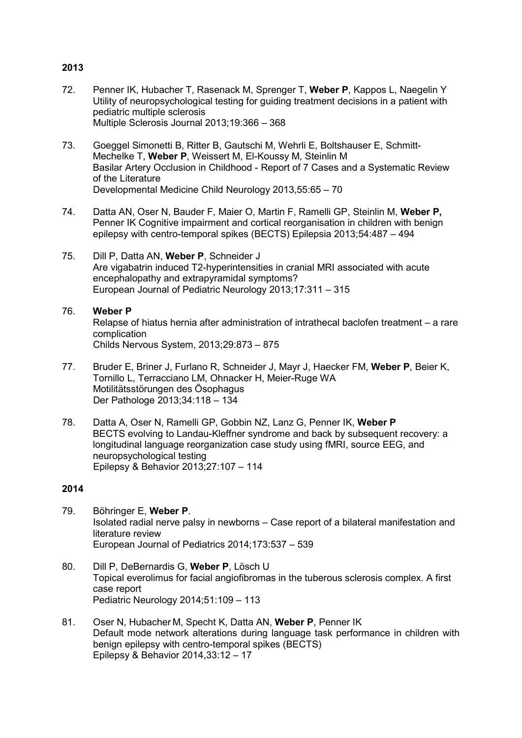**2013**

72. Penner IK, Hubacher T, Rasenack M, Sprenger T, **Weber P**, Kappos L, Naegelin Y
    Utility of neuropsychological testing for guiding treatment decisions in a patient with pediatric multiple sclerosis
    Multiple Sclerosis Journal 2013;19:366 – 368

73. Goeggel Simonetti B, Ritter B, Gautschi M, Wehrli E, Boltshauser E, Schmitt-Mechelke T, **Weber P**, Weissert M, El-Koussy M, Steinlin M
    Basilar Artery Occlusion in Childhood - Report of 7 Cases and a Systematic Review of the Literature
    Developmental Medicine Child Neurology 2013,55:65 – 70

74. Datta AN, Oser N, Bauder F, Maier O, Martin F, Ramelli GP, Steinlin M, **Weber P,** Penner IK Cognitive impairment and cortical reorganisation in children with benign epilepsy with centro-temporal spikes (BECTS) Epilepsia 2013;54:487 – 494

75. Dill P, Datta AN, **Weber P**, Schneider J
    Are vigabatrin induced T2-hyperintensities in cranial MRI associated with acute encephalopathy and extrapyramidal symptoms?
    European Journal of Pediatric Neurology 2013;17:311 – 315

76. **Weber P**
    Relapse of hiatus hernia after administration of intrathecal baclofen treatment – a rare complication
    Childs Nervous System, 2013;29:873 – 875

77. Bruder E, Briner J, Furlano R, Schneider J, Mayr J, Haecker FM, **Weber P**, Beier K, Tornillo L, Terracciano LM, Ohnacker H, Meier-Ruge WA
    Motilitätsstörungen des Ösophagus
    Der Pathologe 2013;34:118 – 134

78. Datta A, Oser N, Ramelli GP, Gobbin NZ, Lanz G, Penner IK, **Weber P**
    BECTS evolving to Landau-Kleffner syndrome and back by subsequent recovery: a longitudinal language reorganization case study using fMRI, source EEG, and neuropsychological testing
    Epilepsy & Behavior 2013;27:107 – 114

**2014**

79. Böhringer E, **Weber P**.
    Isolated radial nerve palsy in newborns – Case report of a bilateral manifestation and literature review
    European Journal of Pediatrics 2014;173:537 – 539

80. Dill P, DeBernardis G, **Weber P**, Lösch U
    Topical everolimus for facial angiofibromas in the tuberous sclerosis complex. A first case report
    Pediatric Neurology 2014;51:109 – 113

81. Oser N, Hubacher M, Specht K, Datta AN, **Weber P**, Penner IK
    Default mode network alterations during language task performance in children with benign epilepsy with centro-temporal spikes (BECTS)
    Epilepsy & Behavior 2014,33:12 – 17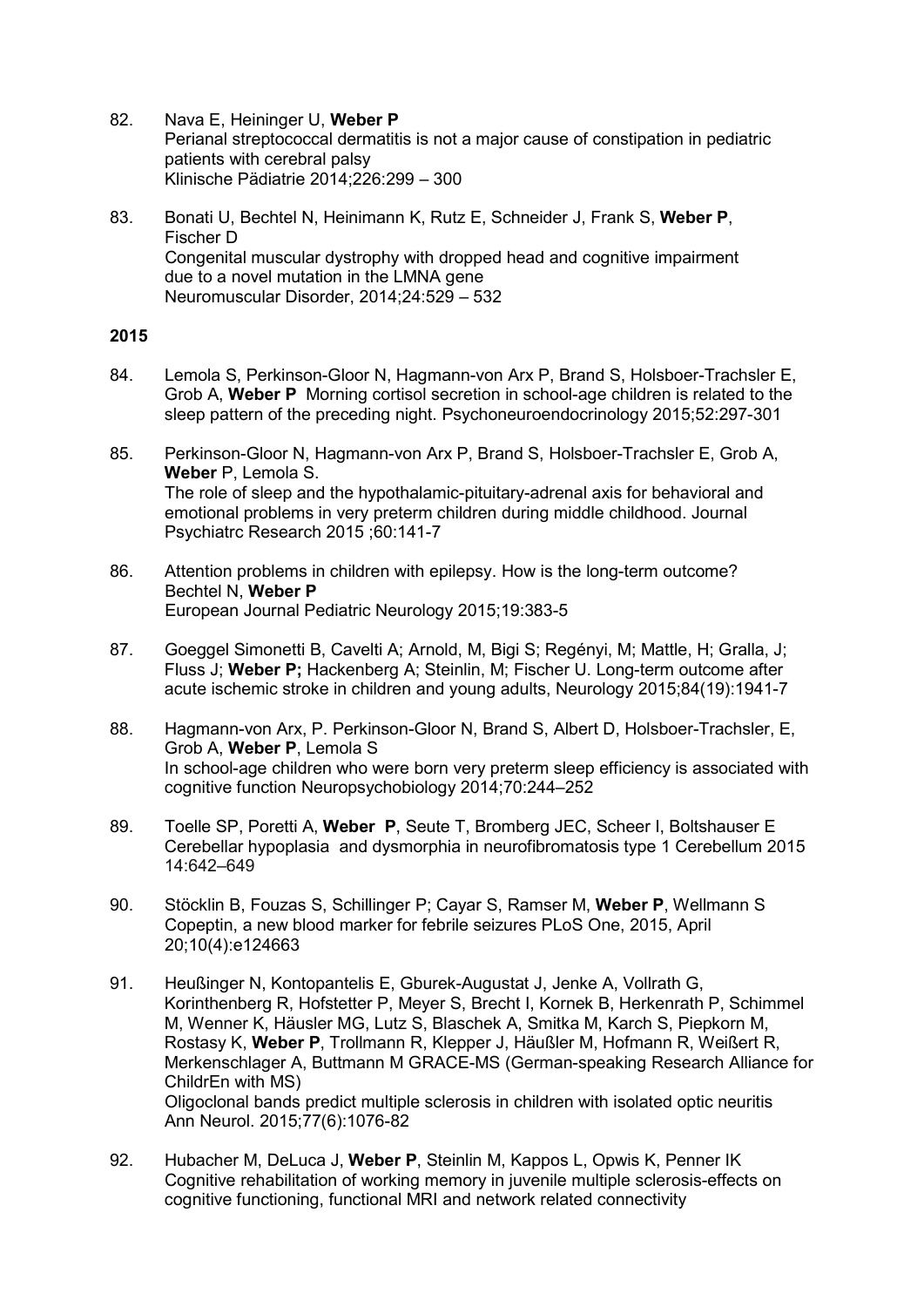82. Nava E, Heininger U, **Weber P**
Perianal streptococcal dermatitis is not a major cause of constipation in pediatric patients with cerebral palsy
Klinische Pädiatrie 2014;226:299 – 300

83. Bonati U, Bechtel N, Heinimann K, Rutz E, Schneider J, Frank S, **Weber P**, Fischer D
Congenital muscular dystrophy with dropped head and cognitive impairment due to a novel mutation in the LMNA gene
Neuromuscular Disorder, 2014;24:529 – 532

**2015**

84. Lemola S, Perkinson-Gloor N, Hagmann-von Arx P, Brand S, Holsboer-Trachsler E, Grob A, **Weber P** Morning cortisol secretion in school-age children is related to the sleep pattern of the preceding night. Psychoneuroendocrinology 2015;52:297-301

85. Perkinson-Gloor N, Hagmann-von Arx P, Brand S, Holsboer-Trachsler E, Grob A, **Weber** P, Lemola S.
The role of sleep and the hypothalamic-pituitary-adrenal axis for behavioral and emotional problems in very preterm children during middle childhood. Journal Psychiatrc Research 2015 ;60:141-7

86. Attention problems in children with epilepsy. How is the long-term outcome?
Bechtel N, **Weber P**
European Journal Pediatric Neurology 2015;19:383-5

87. Goeggel Simonetti B, Cavelti A; Arnold, M, Bigi S; Regényi, M; Mattle, H; Gralla, J; Fluss J; **Weber P;** Hackenberg A; Steinlin, M; Fischer U. Long-term outcome after acute ischemic stroke in children and young adults, Neurology 2015;84(19):1941-7

88. Hagmann-von Arx, P. Perkinson-Gloor N, Brand S, Albert D, Holsboer-Trachsler, E, Grob A, **Weber P**, Lemola S
In school-age children who were born very preterm sleep efficiency is associated with cognitive function Neuropsychobiology 2014;70:244–252

89. Toelle SP, Poretti A, **Weber P**, Seute T, Bromberg JEC, Scheer I, Boltshauser E
Cerebellar hypoplasia and dysmorphia in neurofibromatosis type 1 Cerebellum 2015 14:642–649

90. Stöcklin B, Fouzas S, Schillinger P; Cayar S, Ramser M, **Weber P**, Wellmann S
Copeptin, a new blood marker for febrile seizures PLoS One, 2015, April 20;10(4):e124663

91. Heußinger N, Kontopantelis E, Gburek-Augustat J, Jenke A, Vollrath G, Korinthenberg R, Hofstetter P, Meyer S, Brecht I, Kornek B, Herkenrath P, Schimmel M, Wenner K, Häusler MG, Lutz S, Blaschek A, Smitka M, Karch S, Piepkorn M, Rostasy K, **Weber P**, Trollmann R, Klepper J, Häußler M, Hofmann R, Weißert R, Merkenschlager A, Buttmann M GRACE-MS (German-speaking Research Alliance for ChildrEn with MS)
Oligoclonal bands predict multiple sclerosis in children with isolated optic neuritis
Ann Neurol. 2015;77(6):1076-82

92. Hubacher M, DeLuca J, **Weber P**, Steinlin M, Kappos L, Opwis K, Penner IK
Cognitive rehabilitation of working memory in juvenile multiple sclerosis-effects on cognitive functioning, functional MRI and network related connectivity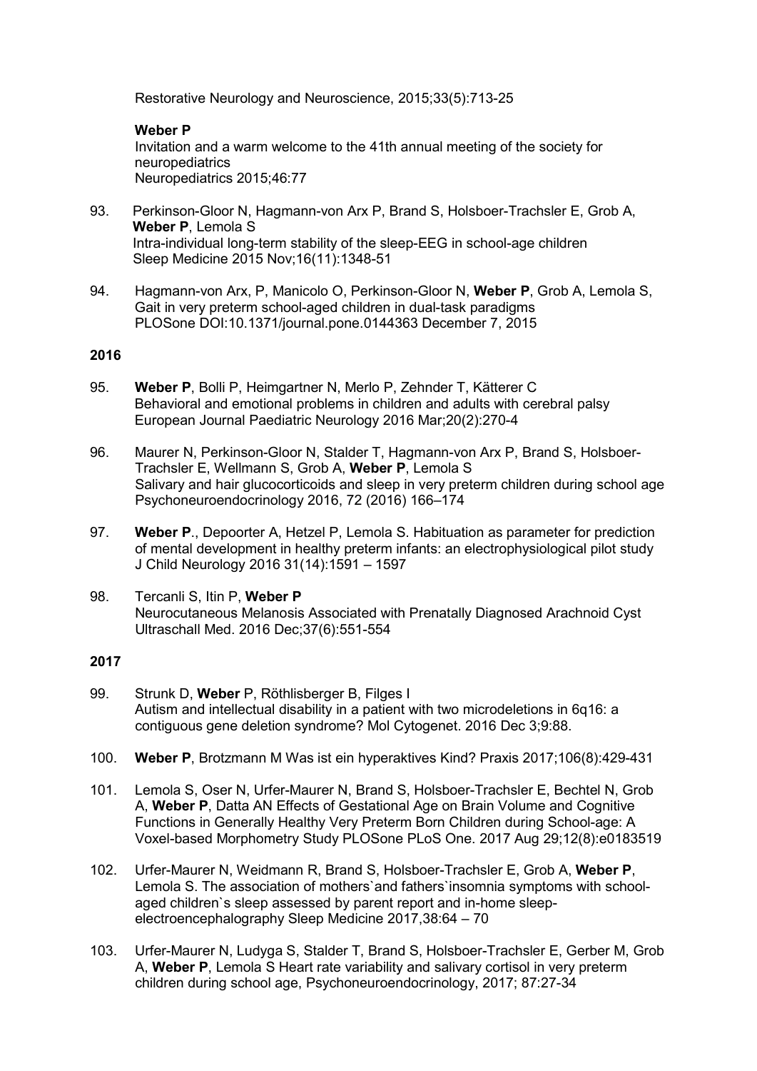Restorative Neurology and Neuroscience, 2015;33(5):713-25

**Weber P**
Invitation and a warm welcome to the 41th annual meeting of the society for neuropediatrics
Neuropediatrics 2015;46:77

93. Perkinson-Gloor N, Hagmann-von Arx P, Brand S, Holsboer-Trachsler E, Grob A, **Weber P**, Lemola S
Intra-individual long-term stability of the sleep-EEG in school-age children
Sleep Medicine 2015 Nov;16(11):1348-51

94. Hagmann-von Arx, P, Manicolo O, Perkinson-Gloor N, **Weber P**, Grob A, Lemola S,
Gait in very preterm school-aged children in dual-task paradigms
PLOSone DOI:10.1371/journal.pone.0144363 December 7, 2015

**2016**

95. **Weber P**, Bolli P, Heimgartner N, Merlo P, Zehnder T, Kätterer C
Behavioral and emotional problems in children and adults with cerebral palsy
European Journal Paediatric Neurology 2016 Mar;20(2):270-4

96. Maurer N, Perkinson-Gloor N, Stalder T, Hagmann-von Arx P, Brand S, Holsboer-Trachsler E, Wellmann S, Grob A, **Weber P**, Lemola S
Salivary and hair glucocorticoids and sleep in very preterm children during school age
Psychoneuroendocrinology 2016, 72 (2016) 166–174

97. **Weber P**., Depoorter A, Hetzel P, Lemola S. Habituation as parameter for prediction of mental development in healthy preterm infants: an electrophysiological pilot study
J Child Neurology 2016 31(14):1591 – 1597

98. Tercanli S, Itin P, **Weber P**
Neurocutaneous Melanosis Associated with Prenatally Diagnosed Arachnoid Cyst
Ultraschall Med. 2016 Dec;37(6):551-554

**2017**

99. Strunk D, **Weber** P, Röthlisberger B, Filges I
Autism and intellectual disability in a patient with two microdeletions in 6q16: a contiguous gene deletion syndrome? Mol Cytogenet. 2016 Dec 3;9:88.

100. **Weber P**, Brotzmann M Was ist ein hyperaktives Kind? Praxis 2017;106(8):429-431

101. Lemola S, Oser N, Urfer-Maurer N, Brand S, Holsboer-Trachsler E, Bechtel N, Grob A, **Weber P**, Datta AN Effects of Gestational Age on Brain Volume and Cognitive Functions in Generally Healthy Very Preterm Born Children during School-age: A Voxel-based Morphometry Study PLOSone PLoS One. 2017 Aug 29;12(8):e0183519

102. Urfer-Maurer N, Weidmann R, Brand S, Holsboer-Trachsler E, Grob A, **Weber P**, Lemola S. The association of mothers`and fathers`insomnia symptoms with school-aged children`s sleep assessed by parent report and in-home sleep-electroencephalography Sleep Medicine 2017,38:64 – 70

103. Urfer-Maurer N, Ludyga S, Stalder T, Brand S, Holsboer-Trachsler E, Gerber M, Grob A, **Weber P**, Lemola S Heart rate variability and salivary cortisol in very preterm children during school age, Psychoneuroendocrinology, 2017; 87:27-34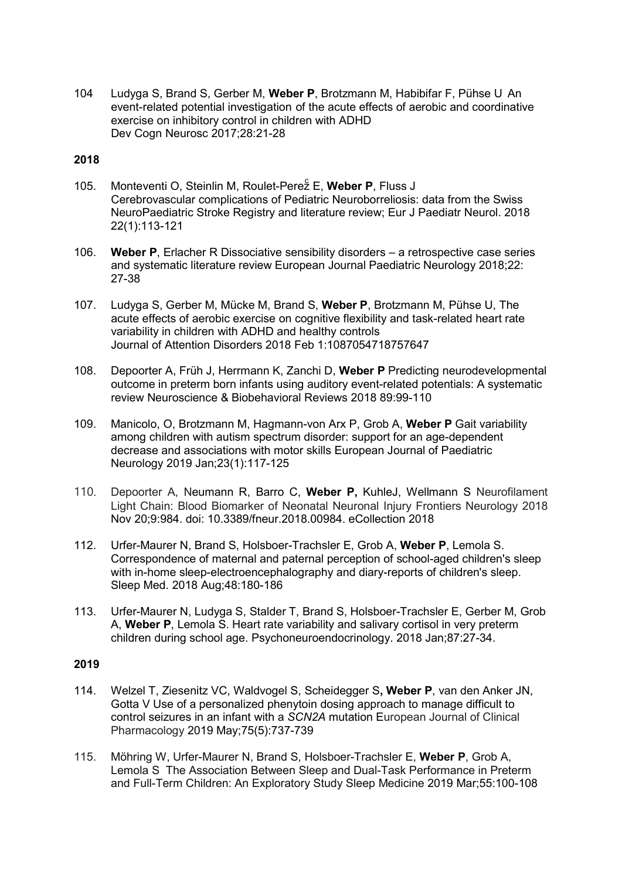104 Ludyga S, Brand S, Gerber M, **Weber P**, Brotzmann M, Habibifar F, Pühse U An event-related potential investigation of the acute effects of aerobic and coordinative exercise on inhibitory control in children with ADHD
Dev Cogn Neurosc 2017;28:21-28

**2018**

105. Monteventi O, Steinlin M, Roulet-Perez E, **Weber P**, Fluss J
Cerebrovascular complications of Pediatric Neuroborreliosis: data from the Swiss NeuroPaediatric Stroke Registry and literature review; Eur J Paediatr Neurol. 2018 22(1):113-121

106. **Weber P**, Erlacher R Dissociative sensibility disorders – a retrospective case series and systematic literature review European Journal Paediatric Neurology 2018;22: 27-38

107. Ludyga S, Gerber M, Mücke M, Brand S, **Weber P**, Brotzmann M, Pühse U, The acute effects of aerobic exercise on cognitive flexibility and task-related heart rate variability in children with ADHD and healthy controls
Journal of Attention Disorders 2018 Feb 1:1087054718757647

108. Depoorter A, Früh J, Herrmann K, Zanchi D, **Weber P** Predicting neurodevelopmental outcome in preterm born infants using auditory event-related potentials: A systematic review Neuroscience & Biobehavioral Reviews 2018 89:99-110

109. Manicolo, O, Brotzmann M, Hagmann-von Arx P, Grob A, **Weber P** Gait variability among children with autism spectrum disorder: support for an age-dependent decrease and associations with motor skills European Journal of Paediatric Neurology 2019 Jan;23(1):117-125

110. Depoorter A, Neumann R, Barro C, **Weber P,** KuhleJ, Wellmann S Neurofilament Light Chain: Blood Biomarker of Neonatal Neuronal Injury Frontiers Neurology 2018 Nov 20;9:984. doi: 10.3389/fneur.2018.00984. eCollection 2018

112. Urfer-Maurer N, Brand S, Holsboer-Trachsler E, Grob A, **Weber P**, Lemola S. Correspondence of maternal and paternal perception of school-aged children's sleep with in-home sleep-electroencephalography and diary-reports of children's sleep. Sleep Med. 2018 Aug;48:180-186

113. Urfer-Maurer N, Ludyga S, Stalder T, Brand S, Holsboer-Trachsler E, Gerber M, Grob A, **Weber P**, Lemola S. Heart rate variability and salivary cortisol in very preterm children during school age. Psychoneuroendocrinology. 2018 Jan;87:27-34.

**2019**

114. Welzel T, Ziesenitz VC, Waldvogel S, Scheidegger S**, Weber P**, van den Anker JN, Gotta V Use of a personalized phenytoin dosing approach to manage difficult to control seizures in an infant with a *SCN2A* mutation European Journal of Clinical Pharmacology 2019 May;75(5):737-739

115. Möhring W, Urfer-Maurer N, Brand S, Holsboer-Trachsler E, **Weber P**, Grob A, Lemola S The Association Between Sleep and Dual-Task Performance in Preterm and Full-Term Children: An Exploratory Study Sleep Medicine 2019 Mar;55:100-108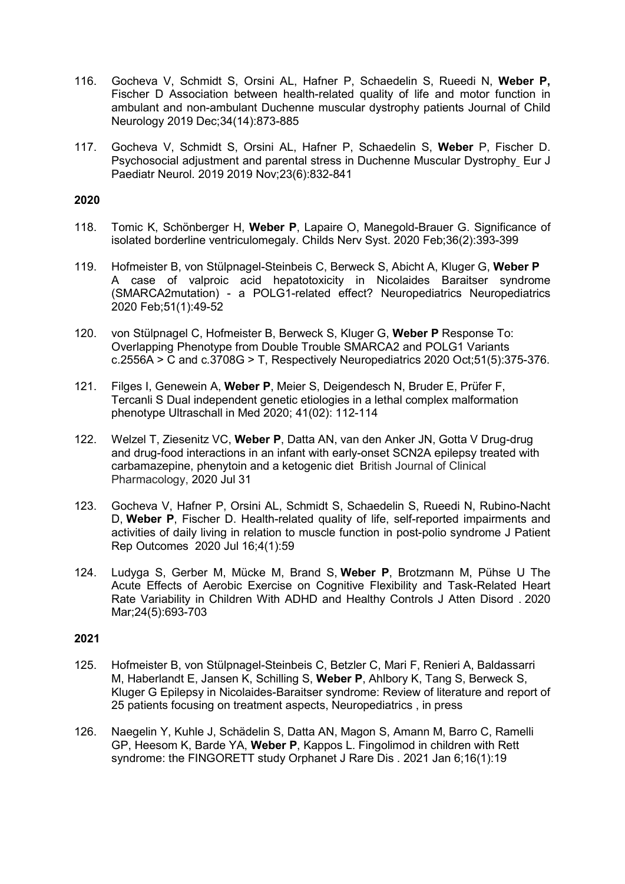116. Gocheva V, Schmidt S, Orsini AL, Hafner P, Schaedelin S, Rueedi N, **Weber P,** Fischer D Association between health-related quality of life and motor function in ambulant and non-ambulant Duchenne muscular dystrophy patients Journal of Child Neurology 2019 Dec;34(14):873-885

117. Gocheva V, Schmidt S, Orsini AL, Hafner P, Schaedelin S, **Weber** P, Fischer D. Psychosocial adjustment and parental stress in Duchenne Muscular Dystrophy Eur J Paediatr Neurol. 2019 2019 Nov;23(6):832-841

**2020**

118. Tomic K, Schönberger H, **Weber P**, Lapaire O, Manegold-Brauer G. Significance of isolated borderline ventriculomegaly. Childs Nerv Syst. 2020 Feb;36(2):393-399

119. Hofmeister B, von Stülpnagel-Steinbeis C, Berweck S, Abicht A, Kluger G, **Weber P** A case of valproic acid hepatotoxicity in Nicolaides Baraitser syndrome (SMARCA2mutation) - a POLG1-related effect? Neuropediatrics Neuropediatrics 2020 Feb;51(1):49-52

120. von Stülpnagel C, Hofmeister B, Berweck S, Kluger G, **Weber P** Response To: Overlapping Phenotype from Double Trouble SMARCA2 and POLG1 Variants c.2556A > C and c.3708G > T, Respectively Neuropediatrics 2020 Oct;51(5):375-376.

121. Filges I, Genewein A, **Weber P**, Meier S, Deigendesch N, Bruder E, Prüfer F, Tercanli S Dual independent genetic etiologies in a lethal complex malformation phenotype Ultraschall in Med 2020; 41(02): 112-114

122. Welzel T, Ziesenitz VC, **Weber P**, Datta AN, van den Anker JN, Gotta V Drug-drug and drug-food interactions in an infant with early-onset SCN2A epilepsy treated with carbamazepine, phenytoin and a ketogenic diet British Journal of Clinical Pharmacology, 2020 Jul 31

123. Gocheva V, Hafner P, Orsini AL, Schmidt S, Schaedelin S, Rueedi N, Rubino-Nacht D, **Weber P**, Fischer D. Health-related quality of life, self-reported impairments and activities of daily living in relation to muscle function in post-polio syndrome J Patient Rep Outcomes 2020 Jul 16;4(1):59

124. Ludyga S, Gerber M, Mücke M, Brand S, **Weber P**, Brotzmann M, Pühse U The Acute Effects of Aerobic Exercise on Cognitive Flexibility and Task-Related Heart Rate Variability in Children With ADHD and Healthy Controls J Atten Disord . 2020 Mar;24(5):693-703

**2021**

125. Hofmeister B, von Stülpnagel-Steinbeis C, Betzler C, Mari F, Renieri A, Baldassarri M, Haberlandt E, Jansen K, Schilling S, **Weber P**, Ahlbory K, Tang S, Berweck S, Kluger G Epilepsy in Nicolaides-Baraitser syndrome: Review of literature and report of 25 patients focusing on treatment aspects, Neuropediatrics , in press

126. Naegelin Y, Kuhle J, Schädelin S, Datta AN, Magon S, Amann M, Barro C, Ramelli GP, Heesom K, Barde YA, **Weber P**, Kappos L. Fingolimod in children with Rett syndrome: the FINGORETT study Orphanet J Rare Dis . 2021 Jan 6;16(1):19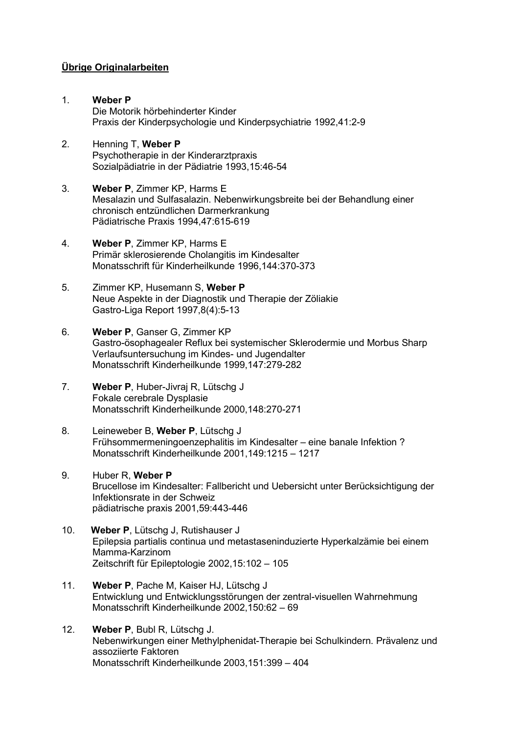**Übrige Originalarbeiten**

1. **Weber P**
   Die Motorik hörbehinderter Kinder
   Praxis der Kinderpsychologie und Kinderpsychiatrie 1992,41:2-9

2. Henning T, **Weber P**
   Psychotherapie in der Kinderarztpraxis
   Sozialpädiatrie in der Pädiatrie 1993,15:46-54

3. **Weber P**, Zimmer KP, Harms E
   Mesalazin und Sulfasalazin. Nebenwirkungsbreite bei der Behandlung einer chronisch entzündlichen Darmerkrankung
   Pädiatrische Praxis 1994,47:615-619

4. **Weber P**, Zimmer KP, Harms E
   Primär sklerosierende Cholangitis im Kindesalter
   Monatsschrift für Kinderheilkunde 1996,144:370-373

5. Zimmer KP, Husemann S, **Weber P**
   Neue Aspekte in der Diagnostik und Therapie der Zöliakie
   Gastro-Liga Report 1997,8(4):5-13

6. **Weber P**, Ganser G, Zimmer KP
   Gastro-ösophagealer Reflux bei systemischer Sklerodermie und Morbus Sharp Verlaufsuntersuchung im Kindes- und Jugendalter
   Monatsschrift Kinderheilkunde 1999,147:279-282

7. **Weber P**, Huber-Jivraj R, Lütschg J
   Fokale cerebrale Dysplasie
   Monatsschrift Kinderheilkunde 2000,148:270-271

8. Leineweber B, **Weber P**, Lütschg J
   Frühsommermeningoenzephalitis im Kindesalter – eine banale Infektion ?
   Monatsschrift Kinderheilkunde 2001,149:1215 – 1217

9. Huber R, **Weber P**
   Brucellose im Kindesalter: Fallbericht und Uebersicht unter Berücksichtigung der Infektionsrate in der Schweiz
   pädiatrische praxis 2001,59:443-446

10. **Weber P**, Lütschg J, Rutishauser J
    Epilepsia partialis continua und metastaseninduzierte Hyperkalzämie bei einem Mamma-Karzinom
    Zeitschrift für Epileptologie 2002,15:102 – 105

11. **Weber P**, Pache M, Kaiser HJ, Lütschg J
    Entwicklung und Entwicklungsstörungen der zentral-visuellen Wahrnehmung
    Monatsschrift Kinderheilkunde 2002,150:62 – 69

12. **Weber P**, Bubl R, Lütschg J.
    Nebenwirkungen einer Methylphenidat-Therapie bei Schulkindern. Prävalenz und assoziierte Faktoren
    Monatsschrift Kinderheilkunde 2003,151:399 – 404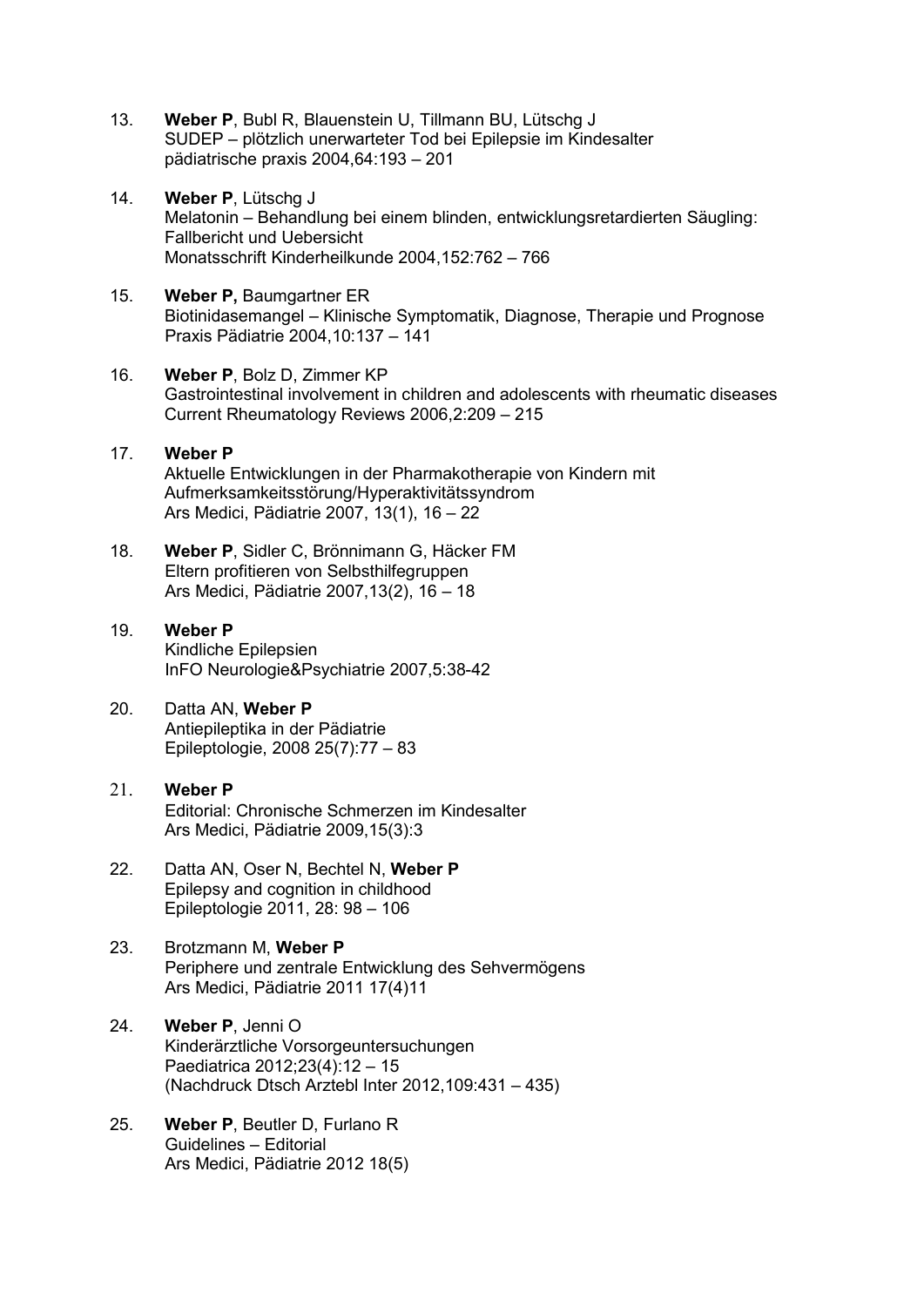13. **Weber P**, Bubl R, Blauenstein U, Tillmann BU, Lütschg J  
    SUDEP – plötzlich unerwarteter Tod bei Epilepsie im Kindesalter  
    pädiatrische praxis 2004,64:193 – 201

14. **Weber P**, Lütschg J  
    Melatonin – Behandlung bei einem blinden, entwicklungsretardierten Säugling: Fallbericht und Uebersicht  
    Monatsschrift Kinderheilkunde 2004,152:762 – 766

15. **Weber P,** Baumgartner ER  
    Biotinidasemangel – Klinische Symptomatik, Diagnose, Therapie und Prognose  
    Praxis Pädiatrie 2004,10:137 – 141

16. **Weber P**, Bolz D, Zimmer KP  
    Gastrointestinal involvement in children and adolescents with rheumatic diseases  
    Current Rheumatology Reviews 2006,2:209 – 215

17. **Weber P**  
    Aktuelle Entwicklungen in der Pharmakotherapie von Kindern mit Aufmerksamkeitsstörung/Hyperaktivitätssyndrom  
    Ars Medici, Pädiatrie 2007, 13(1), 16 – 22

18. **Weber P**, Sidler C, Brönnimann G, Häcker FM  
    Eltern profitieren von Selbsthilfegruppen  
    Ars Medici, Pädiatrie 2007,13(2), 16 – 18

19. **Weber P**  
    Kindliche Epilepsien  
    InFO Neurologie&Psychiatrie 2007,5:38-42

20. Datta AN, **Weber P**  
    Antiepileptika in der Pädiatrie  
    Epileptologie, 2008 25(7):77 – 83

21. **Weber P**  
    Editorial: Chronische Schmerzen im Kindesalter  
    Ars Medici, Pädiatrie 2009,15(3):3

22. Datta AN, Oser N, Bechtel N, **Weber P**  
    Epilepsy and cognition in childhood  
    Epileptologie 2011, 28: 98 – 106

23. Brotzmann M, **Weber P**  
    Periphere und zentrale Entwicklung des Sehvermögens  
    Ars Medici, Pädiatrie 2011 17(4)11

24. **Weber P**, Jenni O  
    Kinderärztliche Vorsorgeuntersuchungen  
    Paediatrica 2012;23(4):12 – 15  
    (Nachdruck Dtsch Arztebl Inter 2012,109:431 – 435)

25. **Weber P**, Beutler D, Furlano R  
    Guidelines – Editorial  
    Ars Medici, Pädiatrie 2012 18(5)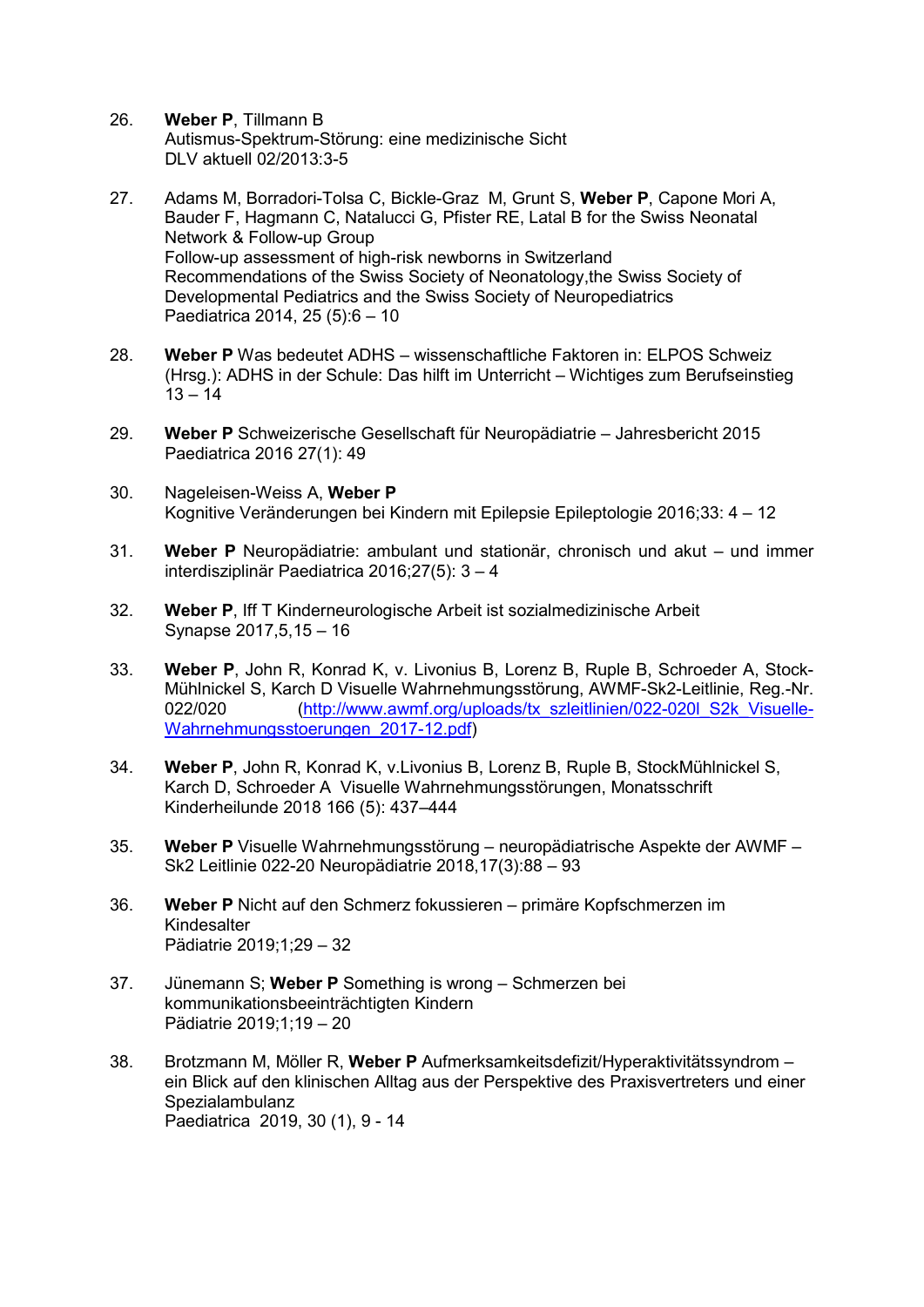26. **Weber P**, Tillmann B
    Autismus-Spektrum-Störung: eine medizinische Sicht
    DLV aktuell 02/2013:3-5

27. Adams M, Borradori-Tolsa C, Bickle-Graz M, Grunt S, **Weber P**, Capone Mori A, Bauder F, Hagmann C, Natalucci G, Pfister RE, Latal B for the Swiss Neonatal Network & Follow-up Group
    Follow-up assessment of high-risk newborns in Switzerland
    Recommendations of the Swiss Society of Neonatology,the Swiss Society of Developmental Pediatrics and the Swiss Society of Neuropediatrics
    Paediatrica 2014, 25 (5):6 – 10

28. **Weber P** Was bedeutet ADHS – wissenschaftliche Faktoren in: ELPOS Schweiz (Hrsg.): ADHS in der Schule: Das hilft im Unterricht – Wichtiges zum Berufseinstieg 13 – 14

29. **Weber P** Schweizerische Gesellschaft für Neuropädiatrie – Jahresbericht 2015 Paediatrica 2016 27(1): 49

30. Nageleisen-Weiss A, **Weber P**
    Kognitive Veränderungen bei Kindern mit Epilepsie Epileptologie 2016;33: 4 – 12

31. **Weber P** Neuropädiatrie: ambulant und stationär, chronisch und akut – und immer interdisziplinär Paediatrica 2016;27(5): 3 – 4

32. **Weber P**, Iff T Kinderneurologische Arbeit ist sozialmedizinische Arbeit
    Synapse 2017,5,15 – 16

33. **Weber P**, John R, Konrad K, v. Livonius B, Lorenz B, Ruple B, Schroeder A, Stock-Mühlnickel S, Karch D Visuelle Wahrnehmungsstörung, AWMF-Sk2-Leitlinie, Reg.-Nr. 022/020 (http://www.awmf.org/uploads/tx_szleitlinien/022-020l_S2k_Visuelle-Wahrnehmungsstoerungen_2017-12.pdf)

34. **Weber P**, John R, Konrad K, v.Livonius B, Lorenz B, Ruple B, StockMühlnickel S, Karch D, Schroeder A Visuelle Wahrnehmungsstörungen, Monatsschrift Kinderheilunde 2018 166 (5): 437–444

35. **Weber P** Visuelle Wahrnehmungsstörung – neuropädiatrische Aspekte der AWMF – Sk2 Leitlinie 022-20 Neuropädiatrie 2018,17(3):88 – 93

36. **Weber P** Nicht auf den Schmerz fokussieren – primäre Kopfschmerzen im Kindesalter
    Pädiatrie 2019;1;29 – 32

37. Jünemann S; **Weber P** Something is wrong – Schmerzen bei kommunikationsbeeinträchtigten Kindern
    Pädiatrie 2019;1;19 – 20

38. Brotzmann M, Möller R, **Weber P** Aufmerksamkeitsdefizit/Hyperaktivitätssyndrom – ein Blick auf den klinischen Alltag aus der Perspektive des Praxisvertreters und einer Spezialambulanz
    Paediatrica 2019, 30 (1), 9 - 14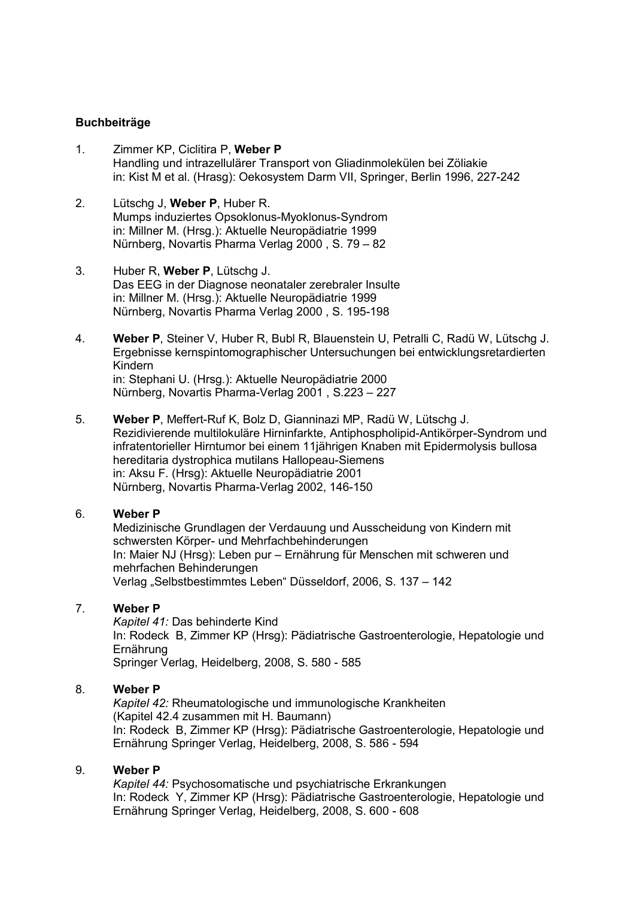**Buchbeiträge**

1. Zimmer KP, Ciclitira P, **Weber P**
   Handling und intrazellulärer Transport von Gliadinmolekülen bei Zöliakie
   in: Kist M et al. (Hrasg): Oekosystem Darm VII, Springer, Berlin 1996, 227-242

2. Lütschg J, **Weber P**, Huber R.
   Mumps induziertes Opsoklonus-Myoklonus-Syndrom
   in: Millner M. (Hrsg.): Aktuelle Neuropädiatrie 1999
   Nürnberg, Novartis Pharma Verlag 2000 , S. 79 – 82

3. Huber R, **Weber P**, Lütschg J.
   Das EEG in der Diagnose neonataler zerebraler Insulte
   in: Millner M. (Hrsg.): Aktuelle Neuropädiatrie 1999
   Nürnberg, Novartis Pharma Verlag 2000 , S. 195-198

4. **Weber P**, Steiner V, Huber R, Bubl R, Blauenstein U, Petralli C, Radü W, Lütschg J.
   Ergebnisse kernspintomographischer Untersuchungen bei entwicklungsretardierten Kindern
   in: Stephani U. (Hrsg.): Aktuelle Neuropädiatrie 2000
   Nürnberg, Novartis Pharma-Verlag 2001 , S.223 – 227

5. **Weber P**, Meffert-Ruf K, Bolz D, Gianninazi MP, Radü W, Lütschg J.
   Rezidivierende multilokuläre Hirninfarkte, Antiphospholipid-Antikörper-Syndrom und infratentorieller Hirntumor bei einem 11jährigen Knaben mit Epidermolysis bullosa hereditaria dystrophica mutilans Hallopeau-Siemens
   in: Aksu F. (Hrsg): Aktuelle Neuropädiatrie 2001
   Nürnberg, Novartis Pharma-Verlag 2002, 146-150

6. **Weber P**
   Medizinische Grundlagen der Verdauung und Ausscheidung von Kindern mit schwersten Körper- und Mehrfachbehinderungen
   In: Maier NJ (Hrsg): Leben pur – Ernährung für Menschen mit schweren und mehrfachen Behinderungen
   Verlag „Selbstbestimmtes Leben" Düsseldorf, 2006, S. 137 – 142

7. **Weber P**
   *Kapitel 41:* Das behinderte Kind
   In: Rodeck B, Zimmer KP (Hrsg): Pädiatrische Gastroenterologie, Hepatologie und Ernährung
   Springer Verlag, Heidelberg, 2008, S. 580 - 585

8. **Weber P**
   *Kapitel 42:* Rheumatologische und immunologische Krankheiten
   (Kapitel 42.4 zusammen mit H. Baumann)
   In: Rodeck B, Zimmer KP (Hrsg): Pädiatrische Gastroenterologie, Hepatologie und Ernährung Springer Verlag, Heidelberg, 2008, S. 586 - 594

9. **Weber P**
   *Kapitel 44:* Psychosomatische und psychiatrische Erkrankungen
   In: Rodeck Y, Zimmer KP (Hrsg): Pädiatrische Gastroenterologie, Hepatologie und Ernährung Springer Verlag, Heidelberg, 2008, S. 600 - 608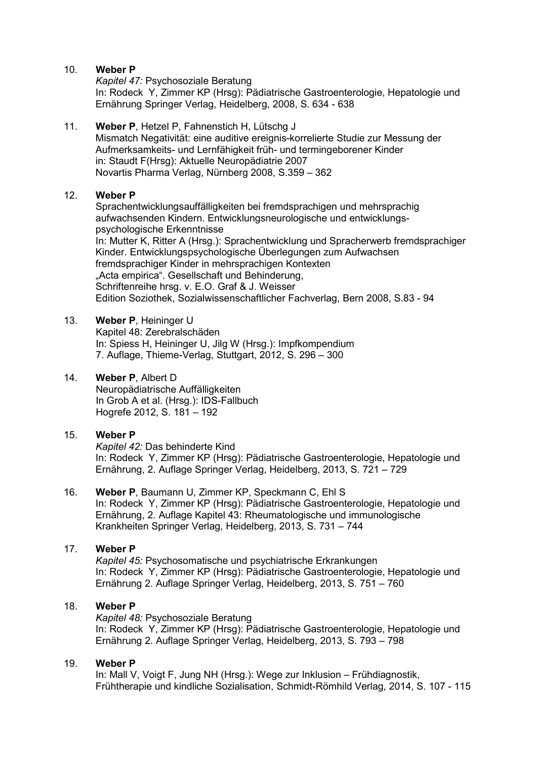10. **Weber P**
    *Kapitel 47:* Psychosoziale Beratung
    In: Rodeck Y, Zimmer KP (Hrsg): Pädiatrische Gastroenterologie, Hepatologie und Ernährung Springer Verlag, Heidelberg, 2008, S. 634 - 638

11. **Weber P**, Hetzel P, Fahnenstich H, Lütschg J
    Mismatch Negativität: eine auditive ereignis-korrelierte Studie zur Messung der Aufmerksamkeits- und Lernfähigkeit früh- und termingeborener Kinder
    in: Staudt F(Hrsg): Aktuelle Neuropädiatrie 2007
    Novartis Pharma Verlag, Nürnberg 2008, S.359 – 362

12. **Weber P**
    Sprachentwicklungsauffälligkeiten bei fremdsprachigen und mehrsprachig aufwachsenden Kindern. Entwicklungsneurologische und entwicklungs-psychologische Erkenntnisse
    In: Mutter K, Ritter A (Hrsg.): Sprachentwicklung und Spracherwerb fremdsprachiger Kinder. Entwicklungspsychologische Überlegungen zum Aufwachsen fremdsprachiger Kinder in mehrsprachigen Kontexten
    „Acta empirica". Gesellschaft und Behinderung,
    Schriftenreihe hrsg. v. E.O. Graf & J. Weisser
    Edition Soziothek, Sozialwissenschaftlicher Fachverlag, Bern 2008, S.83 - 94

13. **Weber P**, Heininger U
    Kapitel 48: Zerebralschäden
    In: Spiess H, Heininger U, Jilg W (Hrsg.): Impfkompendium
    7. Auflage, Thieme-Verlag, Stuttgart, 2012, S. 296 – 300

14. **Weber P**, Albert D
    Neuropädiatrische Auffälligkeiten
    In Grob A et al. (Hrsg.): IDS-Fallbuch
    Hogrefe 2012, S. 181 – 192

15. **Weber P**
    *Kapitel 42:* Das behinderte Kind
    In: Rodeck Y, Zimmer KP (Hrsg): Pädiatrische Gastroenterologie, Hepatologie und Ernährung, 2. Auflage Springer Verlag, Heidelberg, 2013, S. 721 – 729

16. **Weber P**, Baumann U, Zimmer KP, Speckmann C, Ehl S
    In: Rodeck Y, Zimmer KP (Hrsg): Pädiatrische Gastroenterologie, Hepatologie und Ernährung, 2. Auflage Kapitel 43: Rheumatologische und immunologische Krankheiten Springer Verlag, Heidelberg, 2013, S. 731 – 744

17. **Weber P**
    *Kapitel 45:* Psychosomatische und psychiatrische Erkrankungen
    In: Rodeck Y, Zimmer KP (Hrsg): Pädiatrische Gastroenterologie, Hepatologie und Ernährung 2. Auflage Springer Verlag, Heidelberg, 2013, S. 751 – 760

18. **Weber P**
    *Kapitel 48:* Psychosoziale Beratung
    In: Rodeck Y, Zimmer KP (Hrsg): Pädiatrische Gastroenterologie, Hepatologie und Ernährung 2. Auflage Springer Verlag, Heidelberg, 2013, S. 793 – 798

19. **Weber P**
    In: Mall V, Voigt F, Jung NH (Hrsg.): Wege zur Inklusion – Frühdiagnostik, Frühtherapie und kindliche Sozialisation, Schmidt-Römhild Verlag, 2014, S. 107 - 115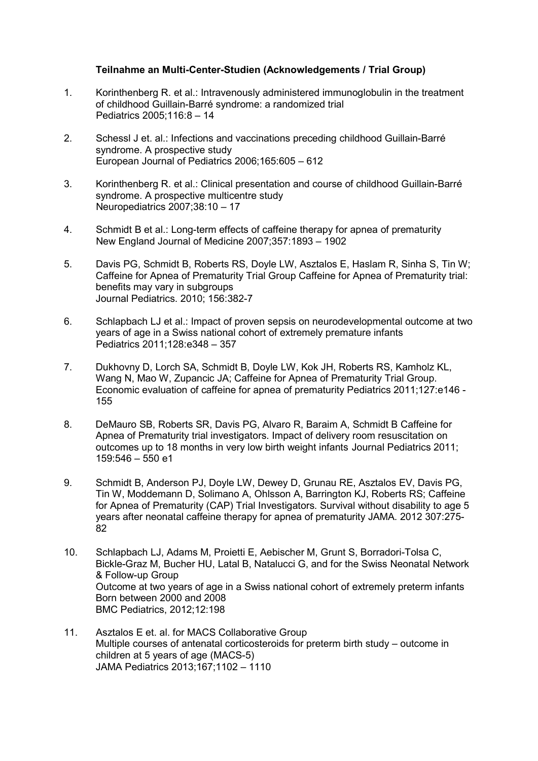**Teilnahme an Multi-Center-Studien (Acknowledgements / Trial Group)**

1. Korinthenberg R. et al.: Intravenously administered immunoglobulin in the treatment of childhood Guillain-Barré syndrome: a randomized trial
   Pediatrics 2005;116:8 – 14

2. Schessl J et. al.: Infections and vaccinations preceding childhood Guillain-Barré syndrome. A prospective study
   European Journal of Pediatrics 2006;165:605 – 612

3. Korinthenberg R. et al.: Clinical presentation and course of childhood Guillain-Barré syndrome. A prospective multicentre study
   Neuropediatrics 2007;38:10 – 17

4. Schmidt B et al.: Long-term effects of caffeine therapy for apnea of prematurity
   New England Journal of Medicine 2007;357:1893 – 1902

5. Davis PG, Schmidt B, Roberts RS, Doyle LW, Asztalos E, Haslam R, Sinha S, Tin W; Caffeine for Apnea of Prematurity Trial Group Caffeine for Apnea of Prematurity trial: benefits may vary in subgroups
   Journal Pediatrics. 2010; 156:382-7

6. Schlapbach LJ et al.: Impact of proven sepsis on neurodevelopmental outcome at two years of age in a Swiss national cohort of extremely premature infants
   Pediatrics 2011;128:e348 – 357

7. Dukhovny D, Lorch SA, Schmidt B, Doyle LW, Kok JH, Roberts RS, Kamholz KL, Wang N, Mao W, Zupancic JA; Caffeine for Apnea of Prematurity Trial Group. Economic evaluation of caffeine for apnea of prematurity Pediatrics 2011;127:e146 - 155

8. DeMauro SB, Roberts SR, Davis PG, Alvaro R, Baraim A, Schmidt B Caffeine for Apnea of Prematurity trial investigators. Impact of delivery room resuscitation on outcomes up to 18 months in very low birth weight infants Journal Pediatrics 2011; 159:546 – 550 e1

9. Schmidt B, Anderson PJ, Doyle LW, Dewey D, Grunau RE, Asztalos EV, Davis PG, Tin W, Moddemann D, Solimano A, Ohlsson A, Barrington KJ, Roberts RS; Caffeine for Apnea of Prematurity (CAP) Trial Investigators. Survival without disability to age 5 years after neonatal caffeine therapy for apnea of prematurity JAMA. 2012 307:275-82

10. Schlapbach LJ, Adams M, Proietti E, Aebischer M, Grunt S, Borradori-Tolsa C, Bickle-Graz M, Bucher HU, Latal B, Natalucci G, and for the Swiss Neonatal Network & Follow-up Group
    Outcome at two years of age in a Swiss national cohort of extremely preterm infants Born between 2000 and 2008
    BMC Pediatrics, 2012;12:198

11. Asztalos E et. al. for MACS Collaborative Group
    Multiple courses of antenatal corticosteroids for preterm birth study – outcome in children at 5 years of age (MACS-5)
    JAMA Pediatrics 2013;167;1102 – 1110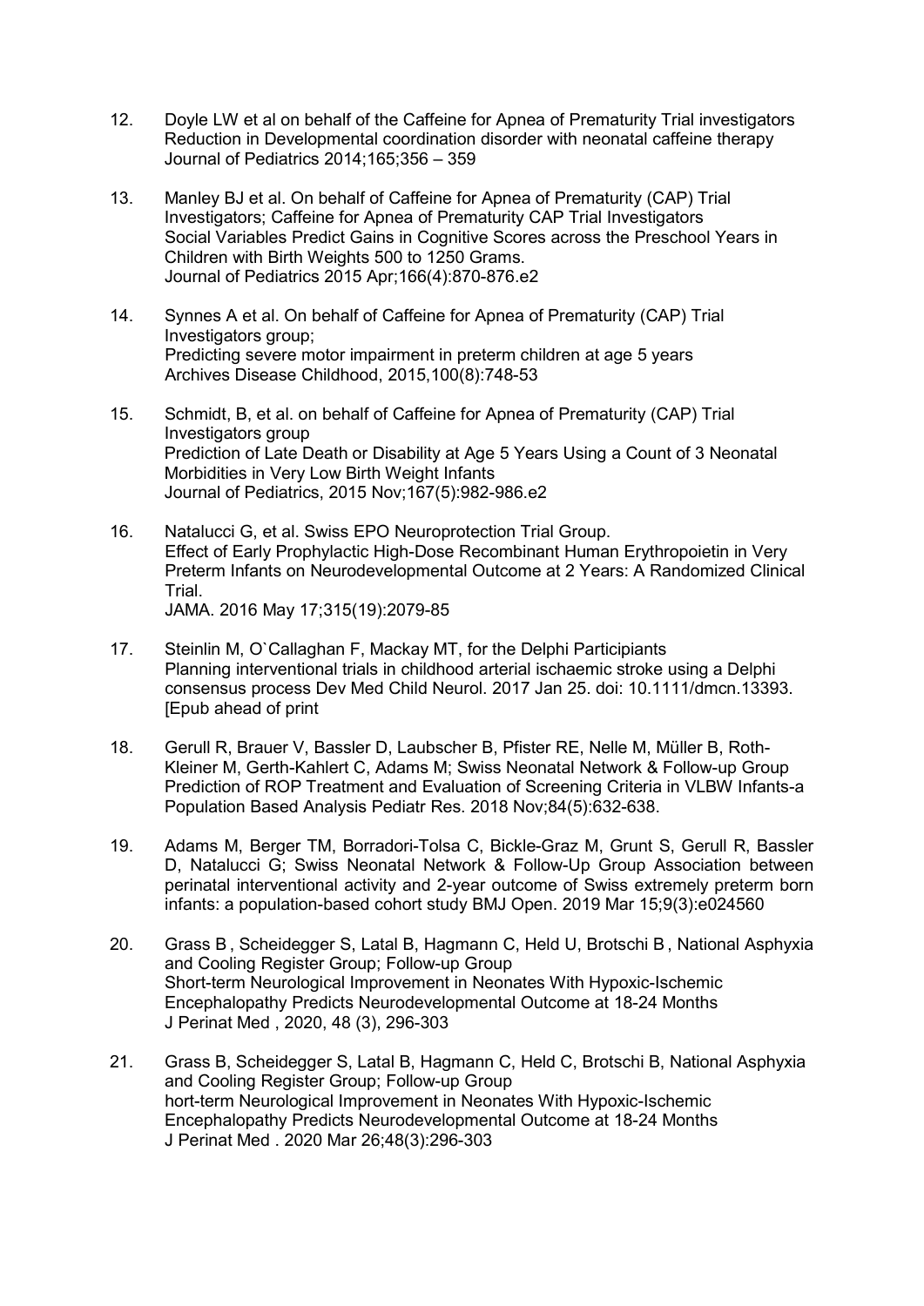12. Doyle LW et al on behalf of the Caffeine for Apnea of Prematurity Trial investigators
    Reduction in Developmental coordination disorder with neonatal caffeine therapy
    Journal of Pediatrics 2014;165;356 – 359

13. Manley BJ et al. On behalf of Caffeine for Apnea of Prematurity (CAP) Trial Investigators; Caffeine for Apnea of Prematurity CAP Trial Investigators
    Social Variables Predict Gains in Cognitive Scores across the Preschool Years in Children with Birth Weights 500 to 1250 Grams.
    Journal of Pediatrics 2015 Apr;166(4):870-876.e2

14. Synnes A et al. On behalf of Caffeine for Apnea of Prematurity (CAP) Trial Investigators group;
    Predicting severe motor impairment in preterm children at age 5 years
    Archives Disease Childhood, 2015,100(8):748-53

15. Schmidt, B, et al. on behalf of Caffeine for Apnea of Prematurity (CAP) Trial Investigators group
    Prediction of Late Death or Disability at Age 5 Years Using a Count of 3 Neonatal Morbidities in Very Low Birth Weight Infants
    Journal of Pediatrics, 2015 Nov;167(5):982-986.e2

16. Natalucci G, et al. Swiss EPO Neuroprotection Trial Group.
    Effect of Early Prophylactic High-Dose Recombinant Human Erythropoietin in Very Preterm Infants on Neurodevelopmental Outcome at 2 Years: A Randomized Clinical Trial.
    JAMA. 2016 May 17;315(19):2079-85

17. Steinlin M, O`Callaghan F, Mackay MT, for the Delphi Participiants
    Planning interventional trials in childhood arterial ischaemic stroke using a Delphi consensus process Dev Med Child Neurol. 2017 Jan 25. doi: 10.1111/dmcn.13393. [Epub ahead of print

18. Gerull R, Brauer V, Bassler D, Laubscher B, Pfister RE, Nelle M, Müller B, Roth-Kleiner M, Gerth-Kahlert C, Adams M; Swiss Neonatal Network & Follow-up Group
    Prediction of ROP Treatment and Evaluation of Screening Criteria in VLBW Infants-a Population Based Analysis Pediatr Res. 2018 Nov;84(5):632-638.

19. Adams M, Berger TM, Borradori-Tolsa C, Bickle-Graz M, Grunt S, Gerull R, Bassler D, Natalucci G; Swiss Neonatal Network & Follow-Up Group Association between perinatal interventional activity and 2-year outcome of Swiss extremely preterm born infants: a population-based cohort study BMJ Open. 2019 Mar 15;9(3):e024560

20. Grass B , Scheidegger S, Latal B, Hagmann C, Held U, Brotschi B , National Asphyxia and Cooling Register Group; Follow-up Group
    Short-term Neurological Improvement in Neonates With Hypoxic-Ischemic Encephalopathy Predicts Neurodevelopmental Outcome at 18-24 Months
    J Perinat Med , 2020, 48 (3), 296-303

21. Grass B, Scheidegger S, Latal B, Hagmann C, Held C, Brotschi B, National Asphyxia and Cooling Register Group; Follow-up Group
    hort-term Neurological Improvement in Neonates With Hypoxic-Ischemic Encephalopathy Predicts Neurodevelopmental Outcome at 18-24 Months
    J Perinat Med . 2020 Mar 26;48(3):296-303